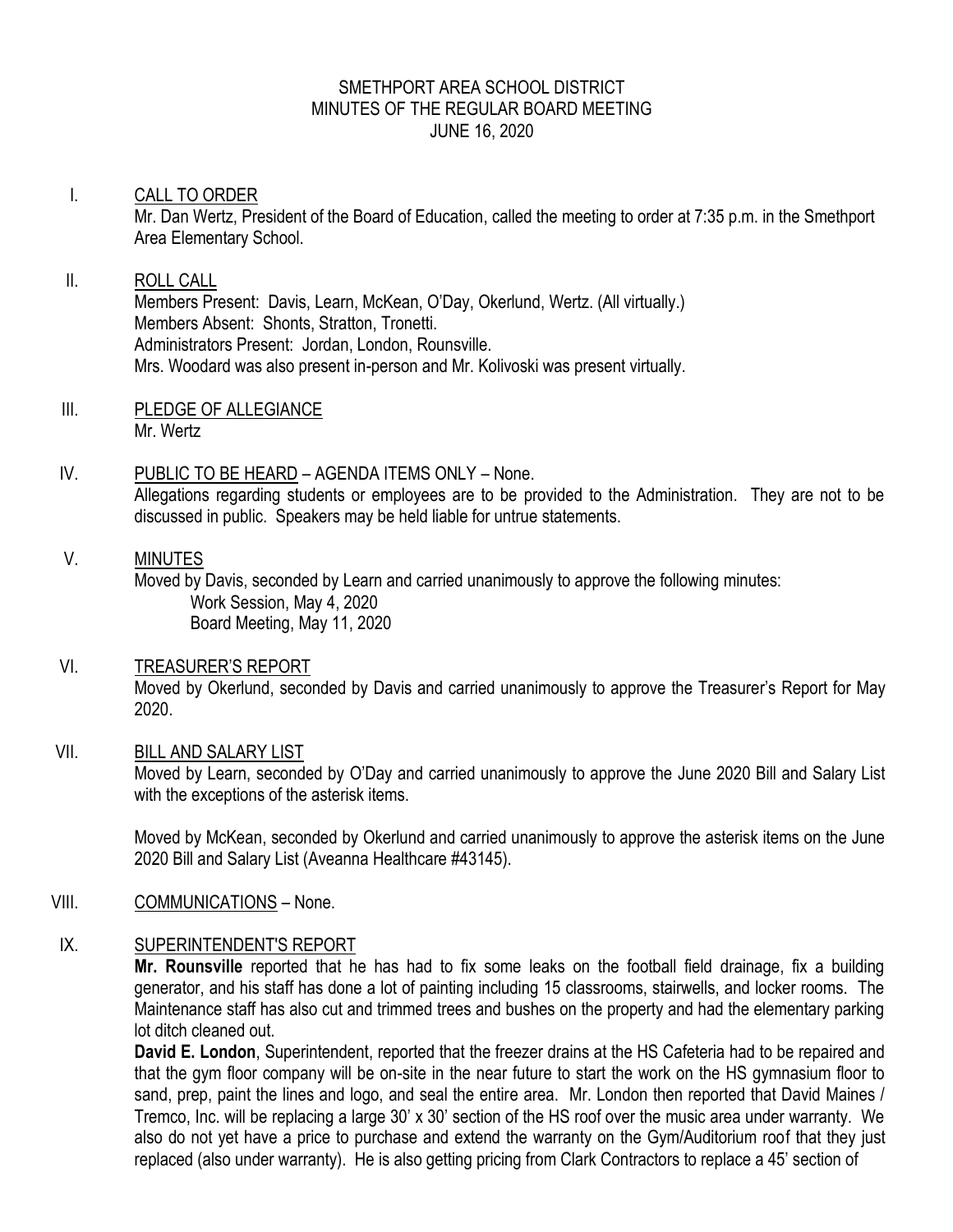# SMETHPORT AREA SCHOOL DISTRICT
## MINUTES OF THE REGULAR BOARD MEETING
### JUNE 16, 2020

I. CALL TO ORDER

Mr. Dan Wertz, President of the Board of Education, called the meeting to order at 7:35 p.m. in the Smethport Area Elementary School.

II. ROLL CALL

Members Present: Davis, Learn, McKean, O'Day, Okerlund, Wertz. (All virtually.)
Members Absent: Shonts, Stratton, Tronetti.
Administrators Present: Jordan, London, Rounsville.
Mrs. Woodard was also present in-person and Mr. Kolivoski was present virtually.

III. PLEDGE OF ALLEGIANCE

Mr. Wertz

IV. PUBLIC TO BE HEARD – AGENDA ITEMS ONLY – None.

Allegations regarding students or employees are to be provided to the Administration. They are not to be discussed in public. Speakers may be held liable for untrue statements.

V. MINUTES

Moved by Davis, seconded by Learn and carried unanimously to approve the following minutes:
Work Session, May 4, 2020
Board Meeting, May 11, 2020

VI. TREASURER'S REPORT

Moved by Okerlund, seconded by Davis and carried unanimously to approve the Treasurer's Report for May 2020.

VII. BILL AND SALARY LIST

Moved by Learn, seconded by O'Day and carried unanimously to approve the June 2020 Bill and Salary List with the exceptions of the asterisk items.

Moved by McKean, seconded by Okerlund and carried unanimously to approve the asterisk items on the June 2020 Bill and Salary List (Aveanna Healthcare #43145).

VIII. COMMUNICATIONS – None.

IX. SUPERINTENDENT'S REPORT

**Mr. Rounsville** reported that he has had to fix some leaks on the football field drainage, fix a building generator, and his staff has done a lot of painting including 15 classrooms, stairwells, and locker rooms. The Maintenance staff has also cut and trimmed trees and bushes on the property and had the elementary parking lot ditch cleaned out.

**David E. London**, Superintendent, reported that the freezer drains at the HS Cafeteria had to be repaired and that the gym floor company will be on-site in the near future to start the work on the HS gymnasium floor to sand, prep, paint the lines and logo, and seal the entire area. Mr. London then reported that David Maines / Tremco, Inc. will be replacing a large 30' x 30' section of the HS roof over the music area under warranty. We also do not yet have a price to purchase and extend the warranty on the Gym/Auditorium roof that they just replaced (also under warranty). He is also getting pricing from Clark Contractors to replace a 45' section of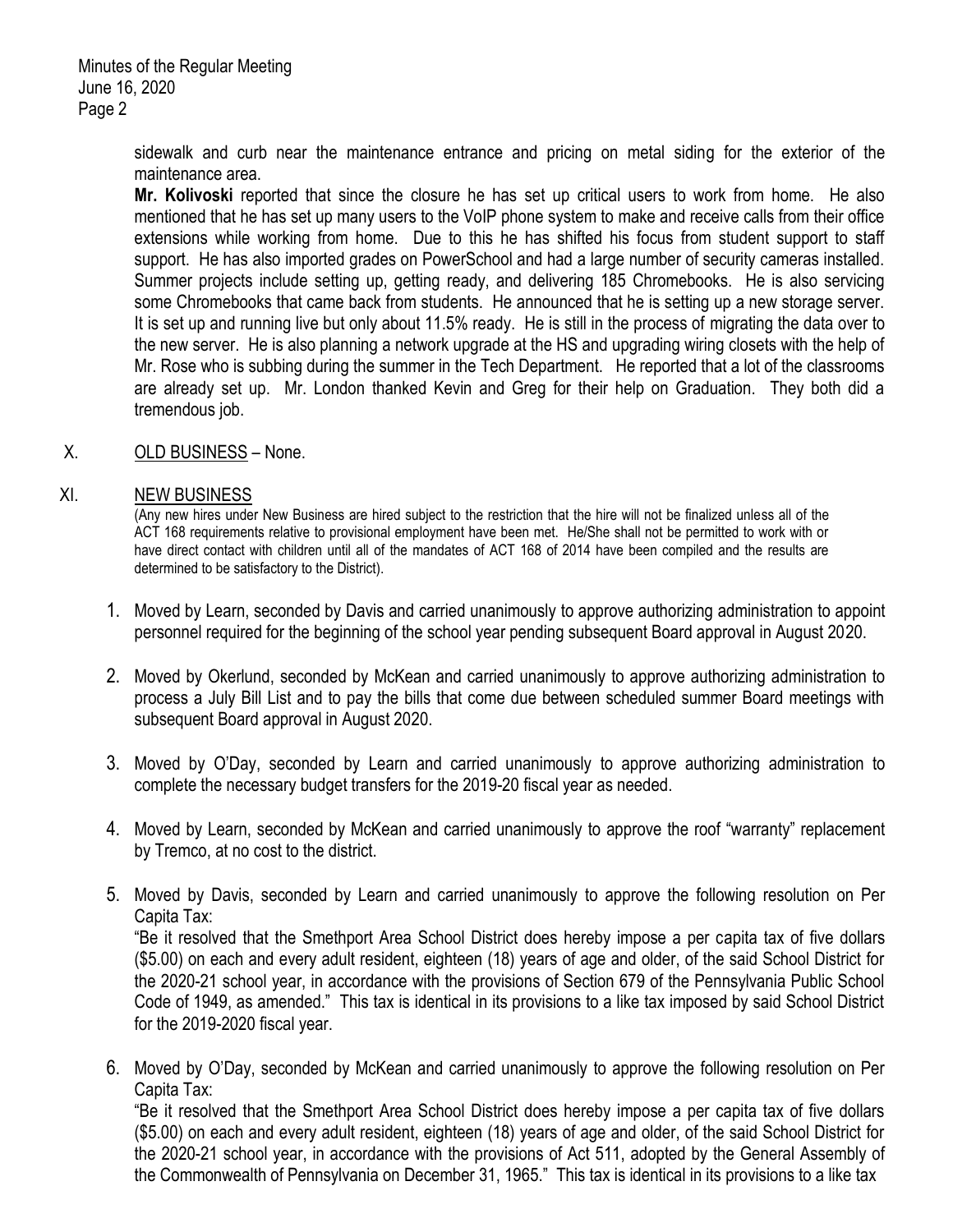sidewalk and curb near the maintenance entrance and pricing on metal siding for the exterior of the maintenance area.

**Mr. Kolivoski** reported that since the closure he has set up critical users to work from home. He also mentioned that he has set up many users to the VoIP phone system to make and receive calls from their office extensions while working from home. Due to this he has shifted his focus from student support to staff support. He has also imported grades on PowerSchool and had a large number of security cameras installed. Summer projects include setting up, getting ready, and delivering 185 Chromebooks. He is also servicing some Chromebooks that came back from students. He announced that he is setting up a new storage server. It is set up and running live but only about 11.5% ready. He is still in the process of migrating the data over to the new server. He is also planning a network upgrade at the HS and upgrading wiring closets with the help of Mr. Rose who is subbing during the summer in the Tech Department. He reported that a lot of the classrooms are already set up. Mr. London thanked Kevin and Greg for their help on Graduation. They both did a tremendous job.

X. OLD BUSINESS – None.

XI. NEW BUSINESS

(Any new hires under New Business are hired subject to the restriction that the hire will not be finalized unless all of the ACT 168 requirements relative to provisional employment have been met. He/She shall not be permitted to work with or have direct contact with children until all of the mandates of ACT 168 of 2014 have been compiled and the results are determined to be satisfactory to the District).

1. Moved by Learn, seconded by Davis and carried unanimously to approve authorizing administration to appoint personnel required for the beginning of the school year pending subsequent Board approval in August 2020.

2. Moved by Okerlund, seconded by McKean and carried unanimously to approve authorizing administration to process a July Bill List and to pay the bills that come due between scheduled summer Board meetings with subsequent Board approval in August 2020.

3. Moved by O'Day, seconded by Learn and carried unanimously to approve authorizing administration to complete the necessary budget transfers for the 2019-20 fiscal year as needed.

4. Moved by Learn, seconded by McKean and carried unanimously to approve the roof "warranty" replacement by Tremco, at no cost to the district.

5. Moved by Davis, seconded by Learn and carried unanimously to approve the following resolution on Per Capita Tax:
"Be it resolved that the Smethport Area School District does hereby impose a per capita tax of five dollars ($5.00) on each and every adult resident, eighteen (18) years of age and older, of the said School District for the 2020-21 school year, in accordance with the provisions of Section 679 of the Pennsylvania Public School Code of 1949, as amended." This tax is identical in its provisions to a like tax imposed by said School District for the 2019-2020 fiscal year.

6. Moved by O'Day, seconded by McKean and carried unanimously to approve the following resolution on Per Capita Tax:
"Be it resolved that the Smethport Area School District does hereby impose a per capita tax of five dollars ($5.00) on each and every adult resident, eighteen (18) years of age and older, of the said School District for the 2020-21 school year, in accordance with the provisions of Act 511, adopted by the General Assembly of the Commonwealth of Pennsylvania on December 31, 1965." This tax is identical in its provisions to a like tax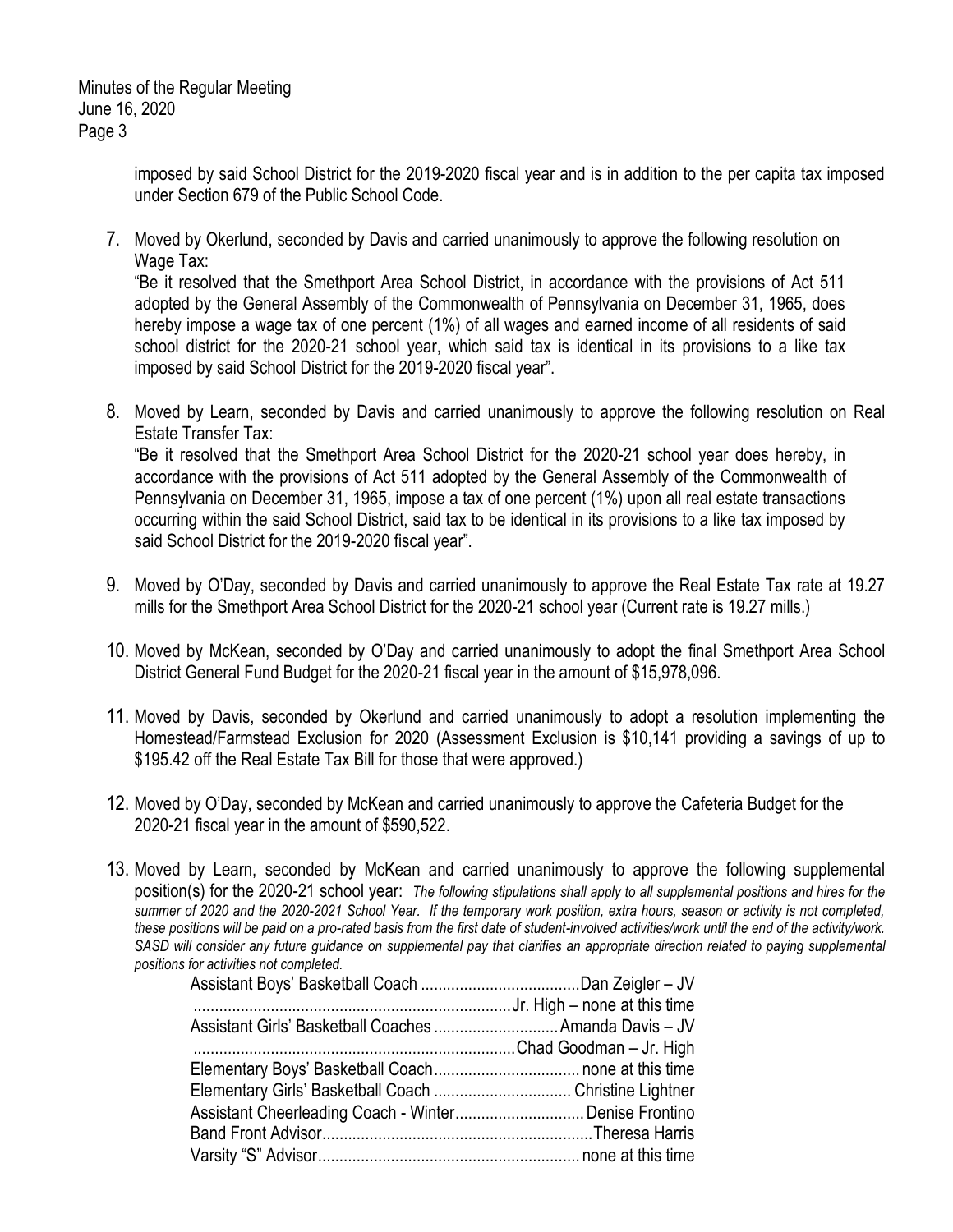imposed by said School District for the 2019-2020 fiscal year and is in addition to the per capita tax imposed under Section 679 of the Public School Code.

7. Moved by Okerlund, seconded by Davis and carried unanimously to approve the following resolution on Wage Tax:
   "Be it resolved that the Smethport Area School District, in accordance with the provisions of Act 511 adopted by the General Assembly of the Commonwealth of Pennsylvania on December 31, 1965, does hereby impose a wage tax of one percent (1%) of all wages and earned income of all residents of said school district for the 2020-21 school year, which said tax is identical in its provisions to a like tax imposed by said School District for the 2019-2020 fiscal year".

8. Moved by Learn, seconded by Davis and carried unanimously to approve the following resolution on Real Estate Transfer Tax:
   "Be it resolved that the Smethport Area School District for the 2020-21 school year does hereby, in accordance with the provisions of Act 511 adopted by the General Assembly of the Commonwealth of Pennsylvania on December 31, 1965, impose a tax of one percent (1%) upon all real estate transactions occurring within the said School District, said tax to be identical in its provisions to a like tax imposed by said School District for the 2019-2020 fiscal year".

9. Moved by O'Day, seconded by Davis and carried unanimously to approve the Real Estate Tax rate at 19.27 mills for the Smethport Area School District for the 2020-21 school year (Current rate is 19.27 mills.)

10. Moved by McKean, seconded by O'Day and carried unanimously to adopt the final Smethport Area School District General Fund Budget for the 2020-21 fiscal year in the amount of $15,978,096.

11. Moved by Davis, seconded by Okerlund and carried unanimously to adopt a resolution implementing the Homestead/Farmstead Exclusion for 2020 (Assessment Exclusion is $10,141 providing a savings of up to $195.42 off the Real Estate Tax Bill for those that were approved.)

12. Moved by O'Day, seconded by McKean and carried unanimously to approve the Cafeteria Budget for the 2020-21 fiscal year in the amount of $590,522.

13. Moved by Learn, seconded by McKean and carried unanimously to approve the following supplemental position(s) for the 2020-21 school year: *The following stipulations shall apply to all supplemental positions and hires for the summer of 2020 and the 2020-2021 School Year. If the temporary work position, extra hours, season or activity is not completed, these positions will be paid on a pro-rated basis from the first date of student-involved activities/work until the end of the activity/work. SASD will consider any future guidance on supplemental pay that clarifies an appropriate direction related to paying supplemental positions for activities not completed.*

    Assistant Boys' Basketball Coach ....................................Dan Zeigler – JV
    ..........................................................................Jr. High – none at this time
    Assistant Girls' Basketball Coaches ............................Amanda Davis – JV
    ..........................................................................Chad Goodman – Jr. High
    Elementary Boys' Basketball Coach.................................none at this time
    Elementary Girls' Basketball Coach ...............................Christine Lightner
    Assistant Cheerleading Coach - Winter............................Denise Frontino
    Band Front Advisor..............................................................Theresa Harris
    Varsity "S" Advisor.............................................................none at this time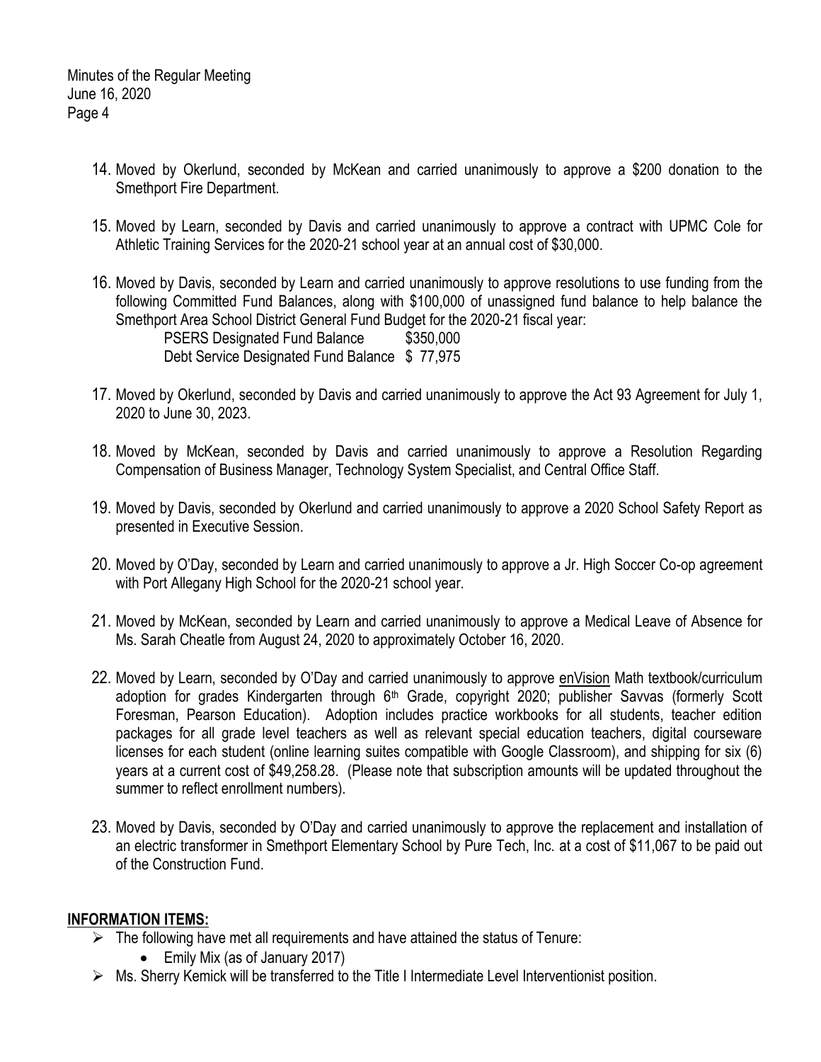14. Moved by Okerlund, seconded by McKean and carried unanimously to approve a $200 donation to the Smethport Fire Department.

15. Moved by Learn, seconded by Davis and carried unanimously to approve a contract with UPMC Cole for Athletic Training Services for the 2020-21 school year at an annual cost of $30,000.

16. Moved by Davis, seconded by Learn and carried unanimously to approve resolutions to use funding from the following Committed Fund Balances, along with $100,000 of unassigned fund balance to help balance the Smethport Area School District General Fund Budget for the 2020-21 fiscal year:

    PSERS Designated Fund Balance $350,000
    Debt Service Designated Fund Balance $ 77,975

17. Moved by Okerlund, seconded by Davis and carried unanimously to approve the Act 93 Agreement for July 1, 2020 to June 30, 2023.

18. Moved by McKean, seconded by Davis and carried unanimously to approve a Resolution Regarding Compensation of Business Manager, Technology System Specialist, and Central Office Staff.

19. Moved by Davis, seconded by Okerlund and carried unanimously to approve a 2020 School Safety Report as presented in Executive Session.

20. Moved by O'Day, seconded by Learn and carried unanimously to approve a Jr. High Soccer Co-op agreement with Port Allegany High School for the 2020-21 school year.

21. Moved by McKean, seconded by Learn and carried unanimously to approve a Medical Leave of Absence for Ms. Sarah Cheatle from August 24, 2020 to approximately October 16, 2020.

22. Moved by Learn, seconded by O'Day and carried unanimously to approve <u>enVision</u> Math textbook/curriculum adoption for grades Kindergarten through 6th Grade, copyright 2020; publisher Savvas (formerly Scott Foresman, Pearson Education). Adoption includes practice workbooks for all students, teacher edition packages for all grade level teachers as well as relevant special education teachers, digital courseware licenses for each student (online learning suites compatible with Google Classroom), and shipping for six (6) years at a current cost of $49,258.28. (Please note that subscription amounts will be updated throughout the summer to reflect enrollment numbers).

23. Moved by Davis, seconded by O'Day and carried unanimously to approve the replacement and installation of an electric transformer in Smethport Elementary School by Pure Tech, Inc. at a cost of $11,067 to be paid out of the Construction Fund.

## INFORMATION ITEMS:

- The following have met all requirements and have attained the status of Tenure:
  - Emily Mix (as of January 2017)
- Ms. Sherry Kemick will be transferred to the Title I Intermediate Level Interventionist position.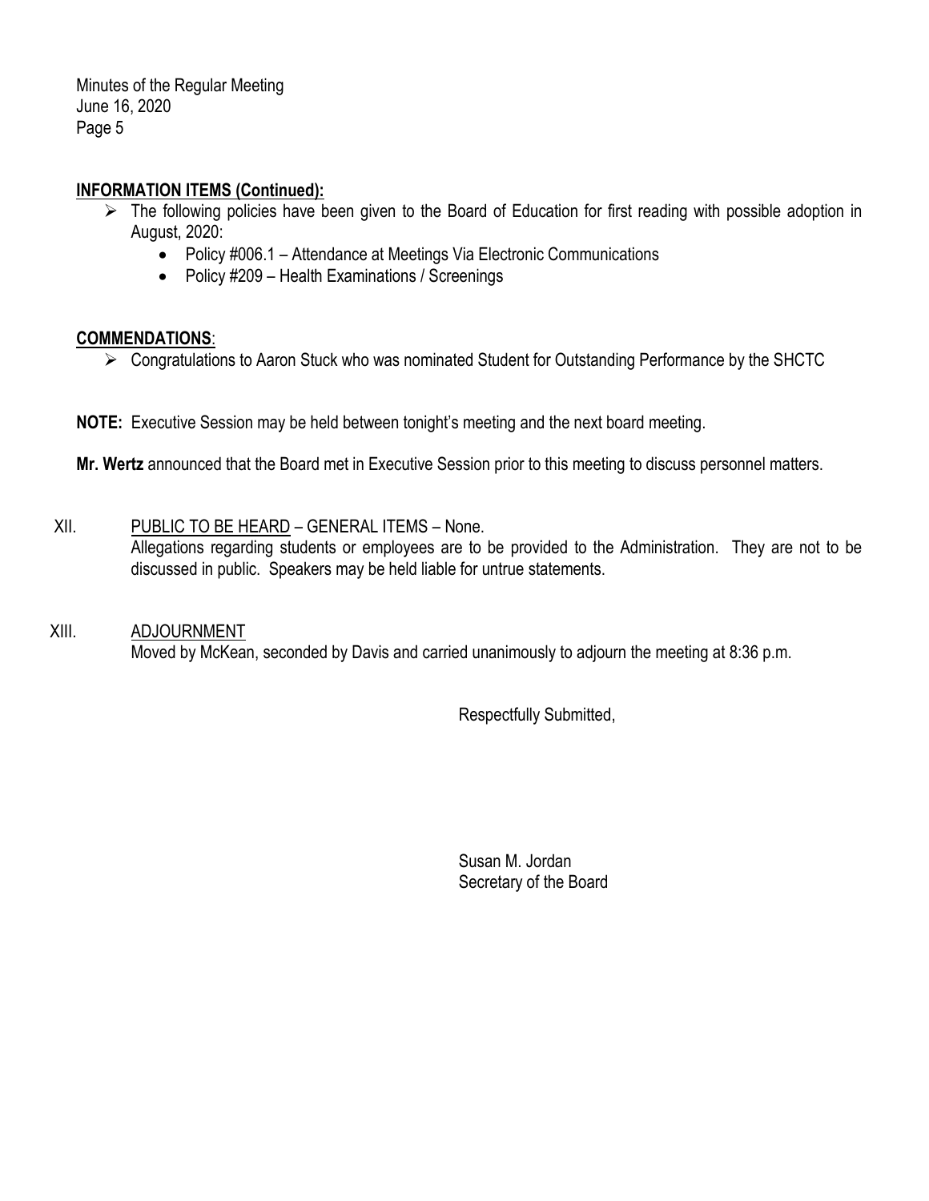**INFORMATION ITEMS (Continued):**

- The following policies have been given to the Board of Education for first reading with possible adoption in August, 2020:
  - Policy #006.1 – Attendance at Meetings Via Electronic Communications
  - Policy #209 – Health Examinations / Screenings

**COMMENDATIONS**:

- Congratulations to Aaron Stuck who was nominated Student for Outstanding Performance by the SHCTC

**NOTE:** Executive Session may be held between tonight's meeting and the next board meeting.

**Mr. Wertz** announced that the Board met in Executive Session prior to this meeting to discuss personnel matters.

XII. PUBLIC TO BE HEARD – GENERAL ITEMS – None.
Allegations regarding students or employees are to be provided to the Administration. They are not to be discussed in public. Speakers may be held liable for untrue statements.

XIII. ADJOURNMENT
Moved by McKean, seconded by Davis and carried unanimously to adjourn the meeting at 8:36 p.m.

Respectfully Submitted,

Susan M. Jordan
Secretary of the Board